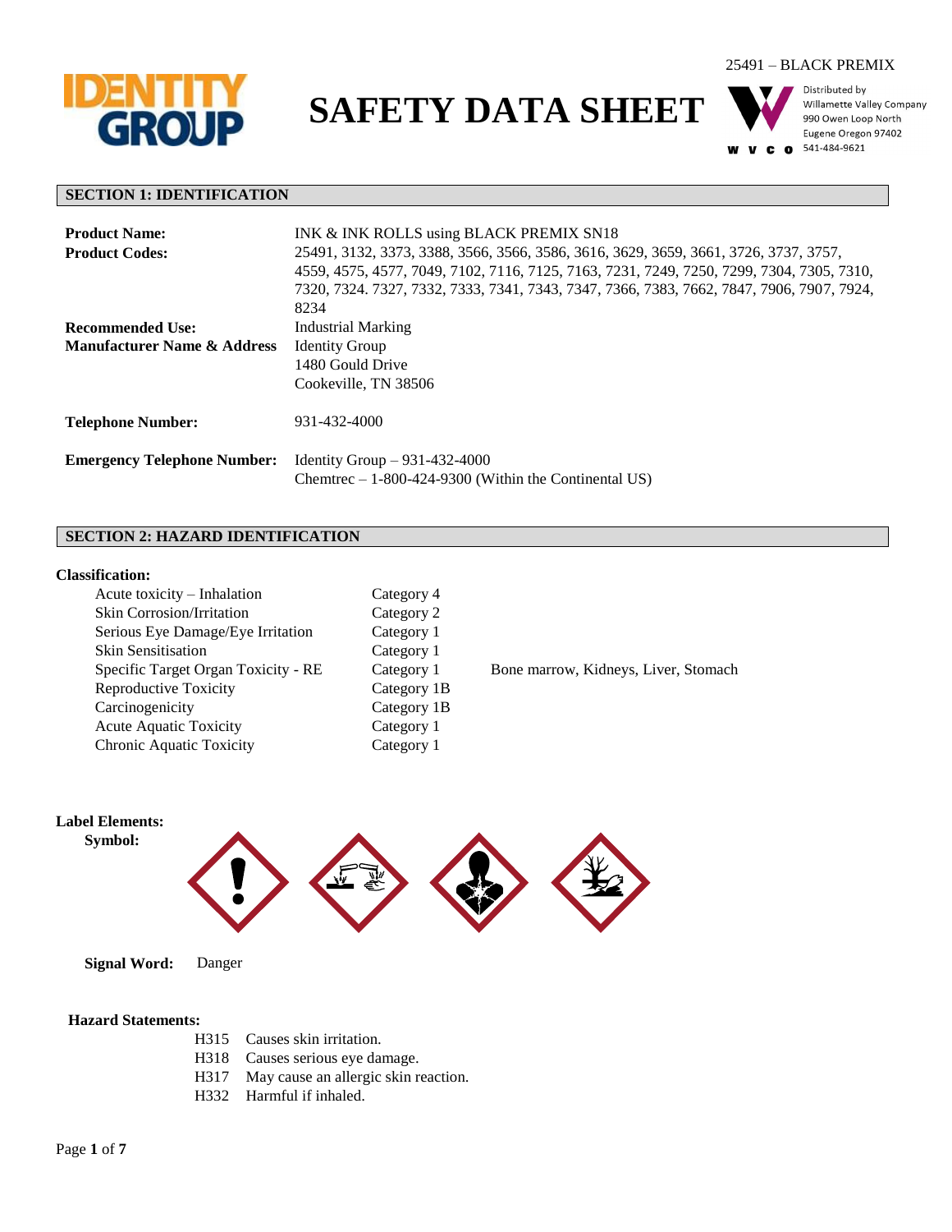25491 – BLACK PREMIX

# SAFETY DATA SHEET

Distributed by
Willamette Valley Company
990 Owen Loop North
Eugene Oregon 97402
541-484-9621

## SECTION 1: IDENTIFICATION

**Product Name:** INK & INK ROLLS using BLACK PREMIX SN18

**Product Codes:** 25491, 3132, 3373, 3388, 3566, 3566, 3586, 3616, 3629, 3659, 3661, 3726, 3737, 3757, 4559, 4575, 4577, 7049, 7102, 7116, 7125, 7163, 7231, 7249, 7250, 7299, 7304, 7305, 7310, 7320, 7324. 7327, 7332, 7333, 7341, 7343, 7347, 7366, 7383, 7662, 7847, 7906, 7907, 7924, 8234

**Recommended Use:** Industrial Marking

**Manufacturer Name & Address** Identity Group
1480 Gould Drive
Cookeville, TN 38506

**Telephone Number:** 931-432-4000

**Emergency Telephone Number:** Identity Group – 931-432-4000
Chemtrec – 1-800-424-9300 (Within the Continental US)

## SECTION 2: HAZARD IDENTIFICATION

**Classification:**

| | | |
|---|---|---|
| Acute toxicity – Inhalation | Category 4 | |
| Skin Corrosion/Irritation | Category 2 | |
| Serious Eye Damage/Eye Irritation | Category 1 | |
| Skin Sensitisation | Category 1 | |
| Specific Target Organ Toxicity - RE | Category 1 | Bone marrow, Kidneys, Liver, Stomach |
| Reproductive Toxicity | Category 1B | |
| Carcinogenicity | Category 1B | |
| Acute Aquatic Toxicity | Category 1 | |
| Chronic Aquatic Toxicity | Category 1 | |

**Label Elements:**

**Symbol:**

**Signal Word:** Danger

**Hazard Statements:**

H315 Causes skin irritation.
H318 Causes serious eye damage.
H317 May cause an allergic skin reaction.
H332 Harmful if inhaled.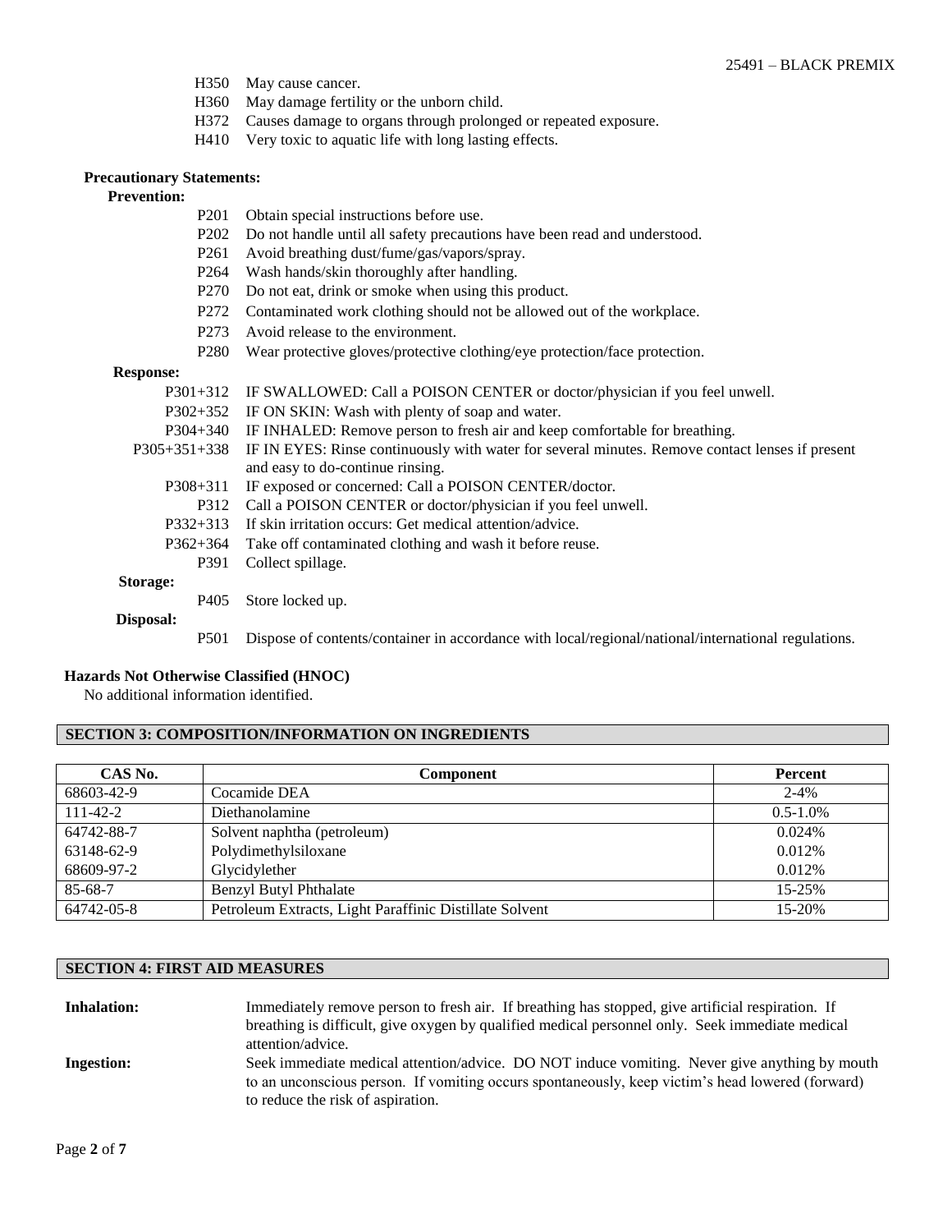H350 May cause cancer.
H360 May damage fertility or the unborn child.
H372 Causes damage to organs through prolonged or repeated exposure.
H410 Very toxic to aquatic life with long lasting effects.

**Precautionary Statements:**

**Prevention:**

P201 Obtain special instructions before use.
P202 Do not handle until all safety precautions have been read and understood.
P261 Avoid breathing dust/fume/gas/vapors/spray.
P264 Wash hands/skin thoroughly after handling.
P270 Do not eat, drink or smoke when using this product.
P272 Contaminated work clothing should not be allowed out of the workplace.
P273 Avoid release to the environment.
P280 Wear protective gloves/protective clothing/eye protection/face protection.

**Response:**

P301+312 IF SWALLOWED: Call a POISON CENTER or doctor/physician if you feel unwell.
P302+352 IF ON SKIN: Wash with plenty of soap and water.
P304+340 IF INHALED: Remove person to fresh air and keep comfortable for breathing.
P305+351+338 IF IN EYES: Rinse continuously with water for several minutes. Remove contact lenses if present and easy to do-continue rinsing.
P308+311 IF exposed or concerned: Call a POISON CENTER/doctor.
P312 Call a POISON CENTER or doctor/physician if you feel unwell.
P332+313 If skin irritation occurs: Get medical attention/advice.
P362+364 Take off contaminated clothing and wash it before reuse.
P391 Collect spillage.

**Storage:**

P405 Store locked up.

**Disposal:**

P501 Dispose of contents/container in accordance with local/regional/national/international regulations.

**Hazards Not Otherwise Classified (HNOC)**

No additional information identified.

## SECTION 3: COMPOSITION/INFORMATION ON INGREDIENTS

| CAS No. | Component | Percent |
|---|---|---|
| 68603-42-9 | Cocamide DEA | 2-4% |
| 111-42-2 | Diethanolamine | 0.5-1.0% |
| 64742-88-7 | Solvent naphtha (petroleum) | 0.024% |
| 63148-62-9 | Polydimethylsiloxane | 0.012% |
| 68609-97-2 | Glycidylether | 0.012% |
| 85-68-7 | Benzyl Butyl Phthalate | 15-25% |
| 64742-05-8 | Petroleum Extracts, Light Paraffinic Distillate Solvent | 15-20% |

## SECTION 4: FIRST AID MEASURES

**Inhalation:** Immediately remove person to fresh air. If breathing has stopped, give artificial respiration. If breathing is difficult, give oxygen by qualified medical personnel only. Seek immediate medical attention/advice.

**Ingestion:** Seek immediate medical attention/advice. DO NOT induce vomiting. Never give anything by mouth to an unconscious person. If vomiting occurs spontaneously, keep victim's head lowered (forward) to reduce the risk of aspiration.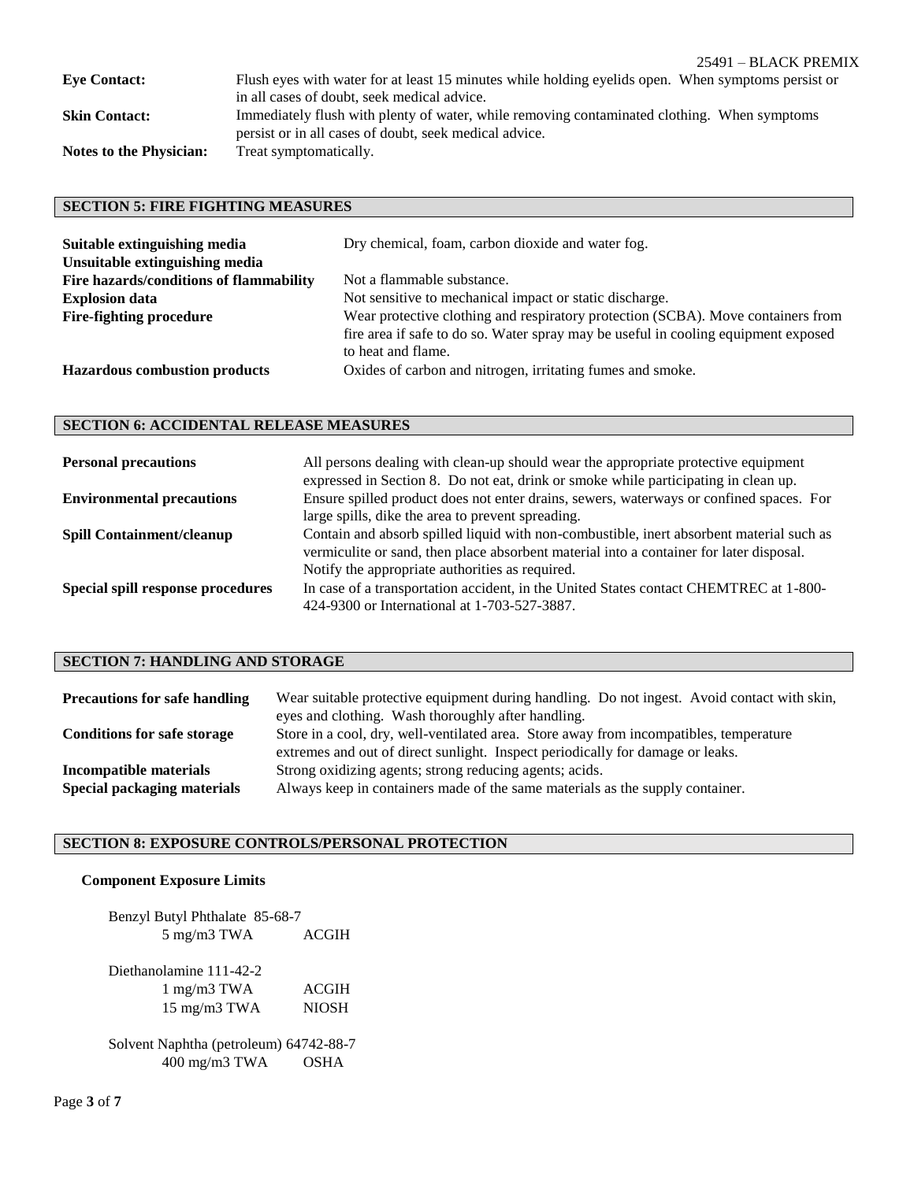| | |
|---|---|
| **Eye Contact:** | Flush eyes with water for at least 15 minutes while holding eyelids open. When symptoms persist or in all cases of doubt, seek medical advice. |
| **Skin Contact:** | Immediately flush with plenty of water, while removing contaminated clothing. When symptoms persist or in all cases of doubt, seek medical advice. |
| **Notes to the Physician:** | Treat symptomatically. |

## SECTION 5: FIRE FIGHTING MEASURES

| | |
|---|---|
| **Suitable extinguishing media** | Dry chemical, foam, carbon dioxide and water fog. |
| **Unsuitable extinguishing media** | |
| **Fire hazards/conditions of flammability** | Not a flammable substance. |
| **Explosion data** | Not sensitive to mechanical impact or static discharge. |
| **Fire-fighting procedure** | Wear protective clothing and respiratory protection (SCBA). Move containers from fire area if safe to do so. Water spray may be useful in cooling equipment exposed to heat and flame. |
| **Hazardous combustion products** | Oxides of carbon and nitrogen, irritating fumes and smoke. |

## SECTION 6: ACCIDENTAL RELEASE MEASURES

| | |
|---|---|
| **Personal precautions** | All persons dealing with clean-up should wear the appropriate protective equipment expressed in Section 8. Do not eat, drink or smoke while participating in clean up. |
| **Environmental precautions** | Ensure spilled product does not enter drains, sewers, waterways or confined spaces. For large spills, dike the area to prevent spreading. |
| **Spill Containment/cleanup** | Contain and absorb spilled liquid with non-combustible, inert absorbent material such as vermiculite or sand, then place absorbent material into a container for later disposal. Notify the appropriate authorities as required. |
| **Special spill response procedures** | In case of a transportation accident, in the United States contact CHEMTREC at 1-800-424-9300 or International at 1-703-527-3887. |

## SECTION 7: HANDLING AND STORAGE

| | |
|---|---|
| **Precautions for safe handling** | Wear suitable protective equipment during handling. Do not ingest. Avoid contact with skin, eyes and clothing. Wash thoroughly after handling. |
| **Conditions for safe storage** | Store in a cool, dry, well-ventilated area. Store away from incompatibles, temperature extremes and out of direct sunlight. Inspect periodically for damage or leaks. |
| **Incompatible materials** | Strong oxidizing agents; strong reducing agents; acids. |
| **Special packaging materials** | Always keep in containers made of the same materials as the supply container. |

## SECTION 8: EXPOSURE CONTROLS/PERSONAL PROTECTION

### Component Exposure Limits

Benzyl Butyl Phthalate 85-68-7

| | |
|---|---|
| 5 mg/m3 TWA | ACGIH |

Diethanolamine 111-42-2

| | |
|---|---|
| 1 mg/m3 TWA | ACGIH |
| 15 mg/m3 TWA | NIOSH |

Solvent Naphtha (petroleum) 64742-88-7

| | |
|---|---|
| 400 mg/m3 TWA | OSHA |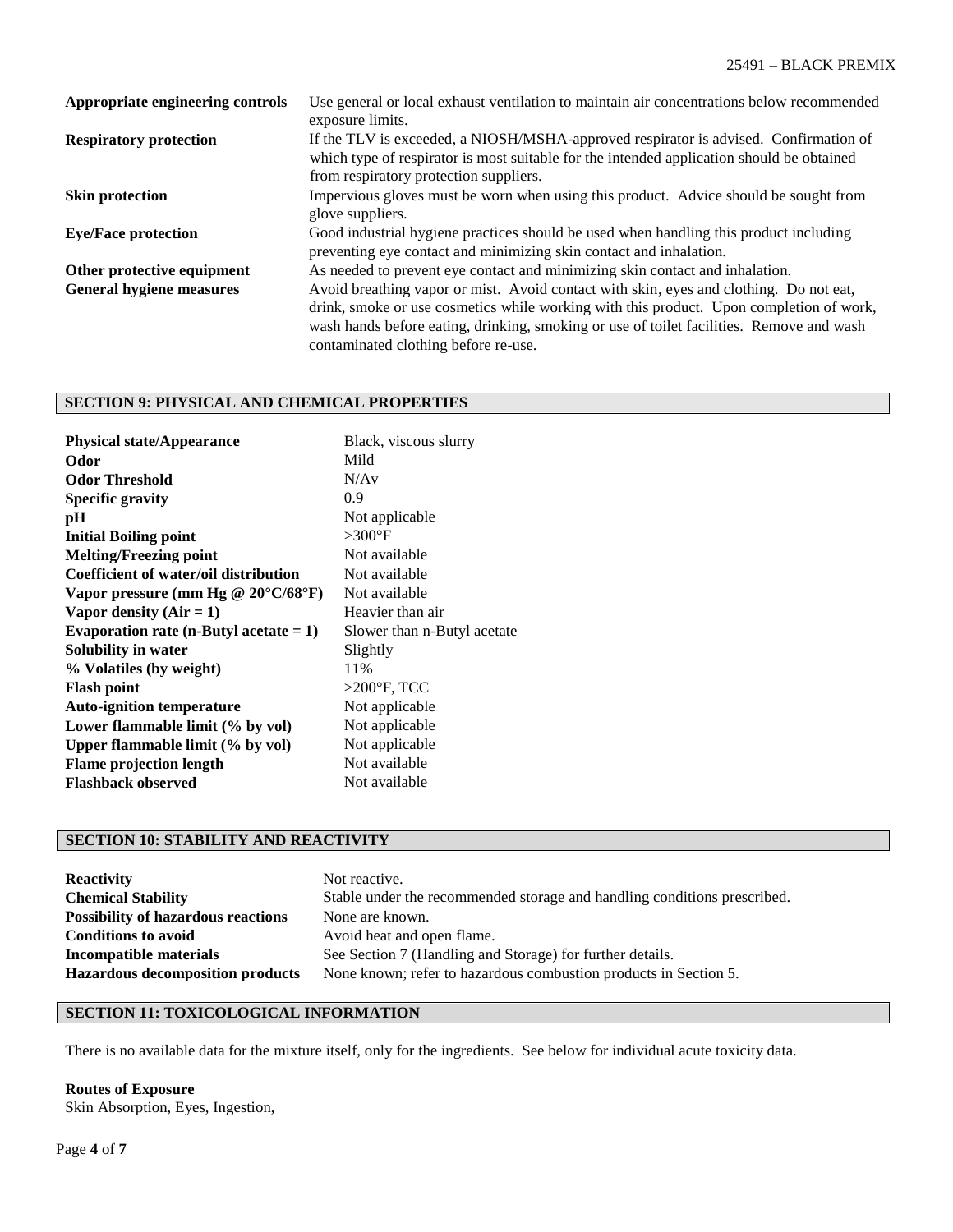| | |
|---|---|
| **Appropriate engineering controls** | Use general or local exhaust ventilation to maintain air concentrations below recommended exposure limits. |
| **Respiratory protection** | If the TLV is exceeded, a NIOSH/MSHA-approved respirator is advised. Confirmation of which type of respirator is most suitable for the intended application should be obtained from respiratory protection suppliers. |
| **Skin protection** | Impervious gloves must be worn when using this product. Advice should be sought from glove suppliers. |
| **Eye/Face protection** | Good industrial hygiene practices should be used when handling this product including preventing eye contact and minimizing skin contact and inhalation. |
| **Other protective equipment** | As needed to prevent eye contact and minimizing skin contact and inhalation. |
| **General hygiene measures** | Avoid breathing vapor or mist. Avoid contact with skin, eyes and clothing. Do not eat, drink, smoke or use cosmetics while working with this product. Upon completion of work, wash hands before eating, drinking, smoking or use of toilet facilities. Remove and wash contaminated clothing before re-use. |

## SECTION 9: PHYSICAL AND CHEMICAL PROPERTIES

| | |
|---|---|
| **Physical state/Appearance** | Black, viscous slurry |
| **Odor** | Mild |
| **Odor Threshold** | N/Av |
| **Specific gravity** | 0.9 |
| **pH** | Not applicable |
| **Initial Boiling point** | >300°F |
| **Melting/Freezing point** | Not available |
| **Coefficient of water/oil distribution** | Not available |
| **Vapor pressure (mm Hg @ 20°C/68°F)** | Not available |
| **Vapor density (Air = 1)** | Heavier than air |
| **Evaporation rate (n-Butyl acetate = 1)** | Slower than n-Butyl acetate |
| **Solubility in water** | Slightly |
| **% Volatiles (by weight)** | 11% |
| **Flash point** | >200°F, TCC |
| **Auto-ignition temperature** | Not applicable |
| **Lower flammable limit (% by vol)** | Not applicable |
| **Upper flammable limit (% by vol)** | Not applicable |
| **Flame projection length** | Not available |
| **Flashback observed** | Not available |

## SECTION 10: STABILITY AND REACTIVITY

| | |
|---|---|
| **Reactivity** | Not reactive. |
| **Chemical Stability** | Stable under the recommended storage and handling conditions prescribed. |
| **Possibility of hazardous reactions** | None are known. |
| **Conditions to avoid** | Avoid heat and open flame. |
| **Incompatible materials** | See Section 7 (Handling and Storage) for further details. |
| **Hazardous decomposition products** | None known; refer to hazardous combustion products in Section 5. |

## SECTION 11: TOXICOLOGICAL INFORMATION

There is no available data for the mixture itself, only for the ingredients. See below for individual acute toxicity data.

**Routes of Exposure**

Skin Absorption, Eyes, Ingestion,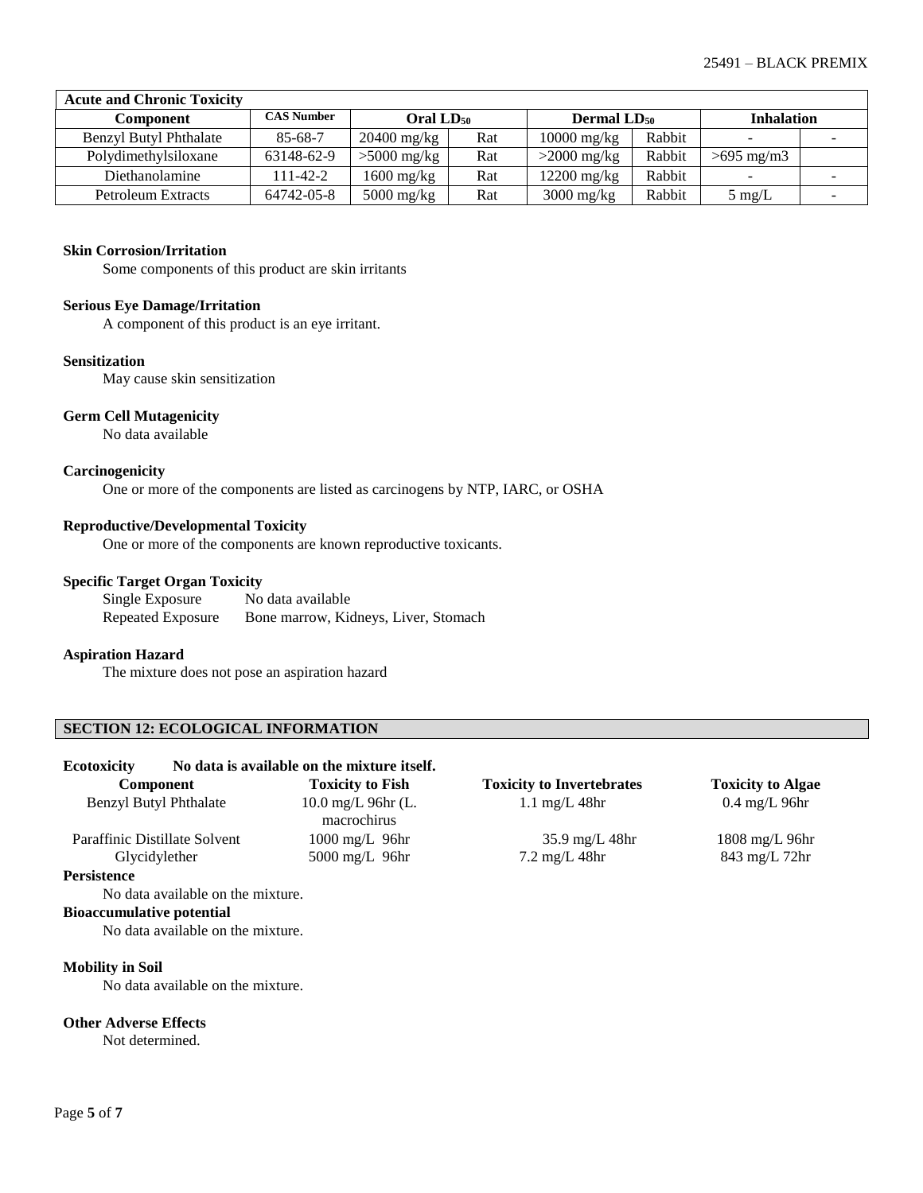| Acute and Chronic Toxicity | | | | | | | |
|---|---|---|---|---|---|---|---|
| **Component** | **CAS Number** | **Oral $LD_{50}$** | | **Dermal $LD_{50}$** | | **Inhalation** | |
| Benzyl Butyl Phthalate | 85-68-7 | 20400 mg/kg | Rat | 10000 mg/kg | Rabbit | - | - |
| Polydimethylsiloxane | 63148-62-9 | >5000 mg/kg | Rat | >2000 mg/kg | Rabbit | >695 mg/m3 | |
| Diethanolamine | 111-42-2 | 1600 mg/kg | Rat | 12200 mg/kg | Rabbit | - | - |
| Petroleum Extracts | 64742-05-8 | 5000 mg/kg | Rat | 3000 mg/kg | Rabbit | 5 mg/L | - |

**Skin Corrosion/Irritation**

Some components of this product are skin irritants

**Serious Eye Damage/Irritation**

A component of this product is an eye irritant.

**Sensitization**

May cause skin sensitization

**Germ Cell Mutagenicity**

No data available

**Carcinogenicity**

One or more of the components are listed as carcinogens by NTP, IARC, or OSHA

**Reproductive/Developmental Toxicity**

One or more of the components are known reproductive toxicants.

**Specific Target Organ Toxicity**

Single Exposure No data available

Repeated Exposure Bone marrow, Kidneys, Liver, Stomach

**Aspiration Hazard**

The mixture does not pose an aspiration hazard

## SECTION 12: ECOLOGICAL INFORMATION

**Ecotoxicity No data is available on the mixture itself.**

| Component | Toxicity to Fish | Toxicity to Invertebrates | Toxicity to Algae |
|---|---|---|---|
| Benzyl Butyl Phthalate | 10.0 mg/L 96hr (L. macrochirus | 1.1 mg/L 48hr | 0.4 mg/L 96hr |
| Paraffinic Distillate Solvent | 1000 mg/L 96hr | 35.9 mg/L 48hr | 1808 mg/L 96hr |
| Glycidylether | 5000 mg/L 96hr | 7.2 mg/L 48hr | 843 mg/L 72hr |

**Persistence**

No data available on the mixture.

**Bioaccumulative potential**

No data available on the mixture.

**Mobility in Soil**

No data available on the mixture.

**Other Adverse Effects**

Not determined.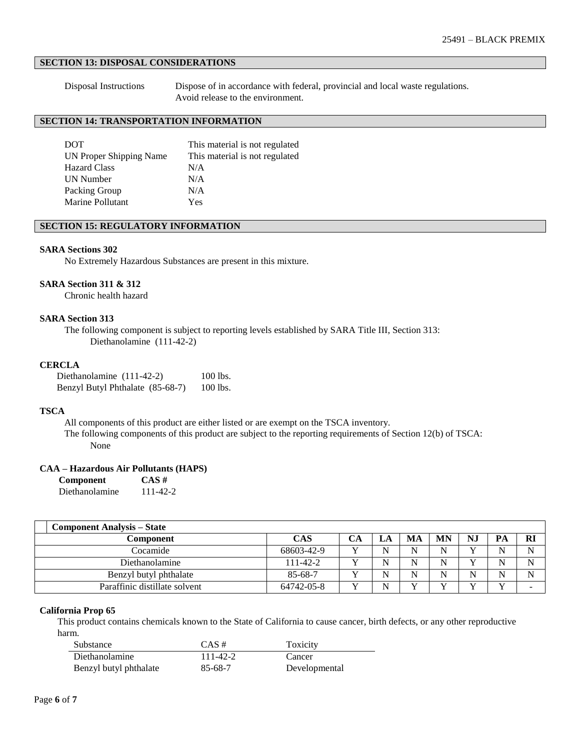## SECTION 13: DISPOSAL CONSIDERATIONS

| | |
|---|---|
| Disposal Instructions | Dispose of in accordance with federal, provincial and local waste regulations. Avoid release to the environment. |

## SECTION 14: TRANSPORTATION INFORMATION

| | |
|---|---|
| DOT | This material is not regulated |
| UN Proper Shipping Name | This material is not regulated |
| Hazard Class | N/A |
| UN Number | N/A |
| Packing Group | N/A |
| Marine Pollutant | Yes |

## SECTION 15: REGULATORY INFORMATION

**SARA Sections 302**

No Extremely Hazardous Substances are present in this mixture.

**SARA Section 311 & 312**

Chronic health hazard

**SARA Section 313**

The following component is subject to reporting levels established by SARA Title III, Section 313:

Diethanolamine (111-42-2)

**CERCLA**

| | |
|---|---|
| Diethanolamine (111-42-2) | 100 lbs. |
| Benzyl Butyl Phthalate (85-68-7) | 100 lbs. |

**TSCA**

All components of this product are either listed or are exempt on the TSCA inventory.

The following components of this product are subject to the reporting requirements of Section 12(b) of TSCA:

None

**CAA – Hazardous Air Pollutants (HAPS)**

| **Component** | **CAS #** |
|---|---|
| Diethanolamine | 111-42-2 |

**Component Analysis – State**

| Component | CAS | CA | LA | MA | MN | NJ | PA | RI |
|---|---|---|---|---|---|---|---|---|
| Cocamide | 68603-42-9 | Y | N | N | N | Y | N | N |
| Diethanolamine | 111-42-2 | Y | N | N | N | Y | N | N |
| Benzyl butyl phthalate | 85-68-7 | Y | N | N | N | N | N | N |
| Paraffinic distillate solvent | 64742-05-8 | Y | N | Y | Y | Y | Y | - |

**California Prop 65**

This product contains chemicals known to the State of California to cause cancer, birth defects, or any other reproductive harm.

| Substance | CAS # | Toxicity |
|---|---|---|
| Diethanolamine | 111-42-2 | Cancer |
| Benzyl butyl phthalate | 85-68-7 | Developmental |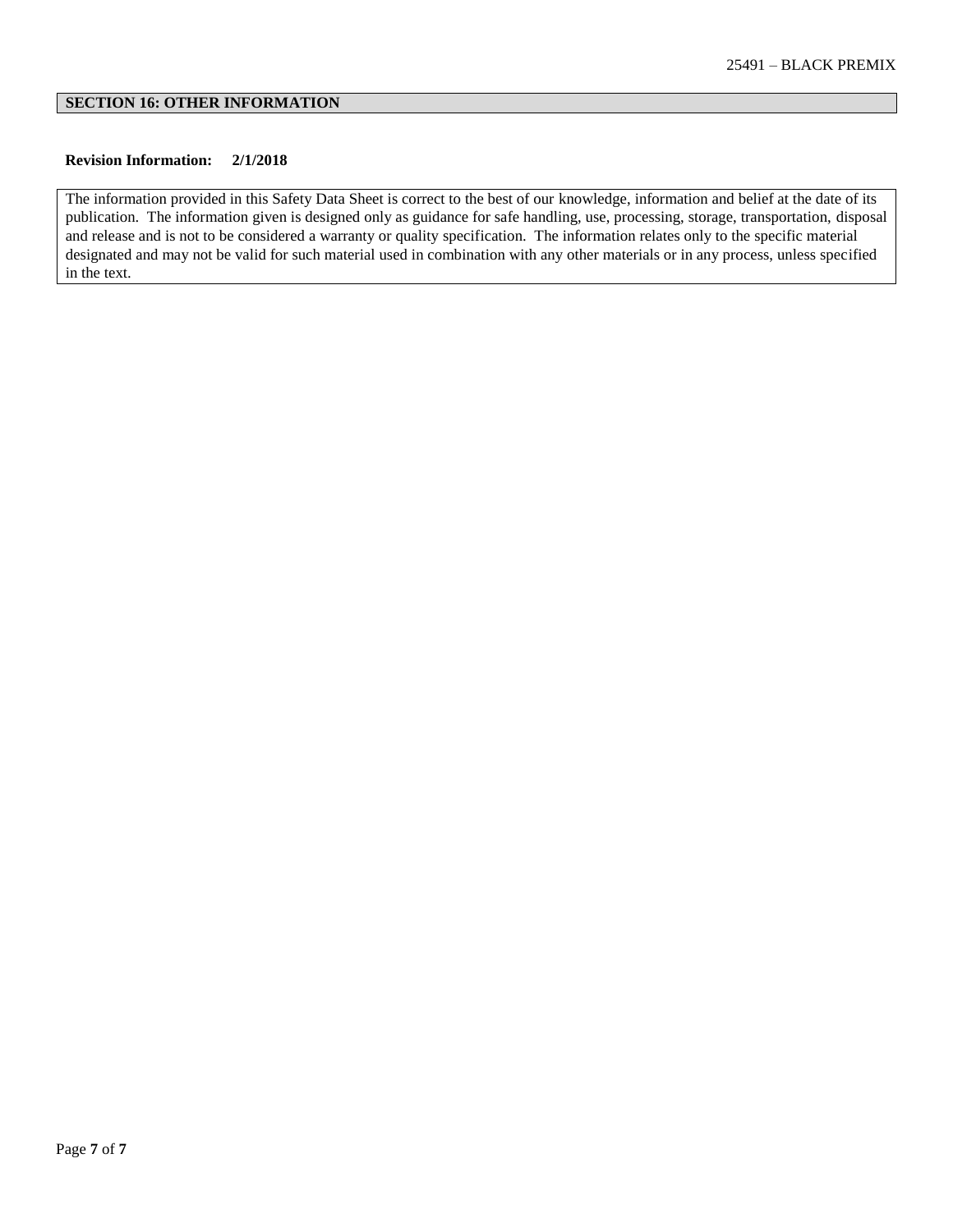## SECTION 16: OTHER INFORMATION

**Revision Information: 2/1/2018**

The information provided in this Safety Data Sheet is correct to the best of our knowledge, information and belief at the date of its publication. The information given is designed only as guidance for safe handling, use, processing, storage, transportation, disposal and release and is not to be considered a warranty or quality specification. The information relates only to the specific material designated and may not be valid for such material used in combination with any other materials or in any process, unless specified in the text.